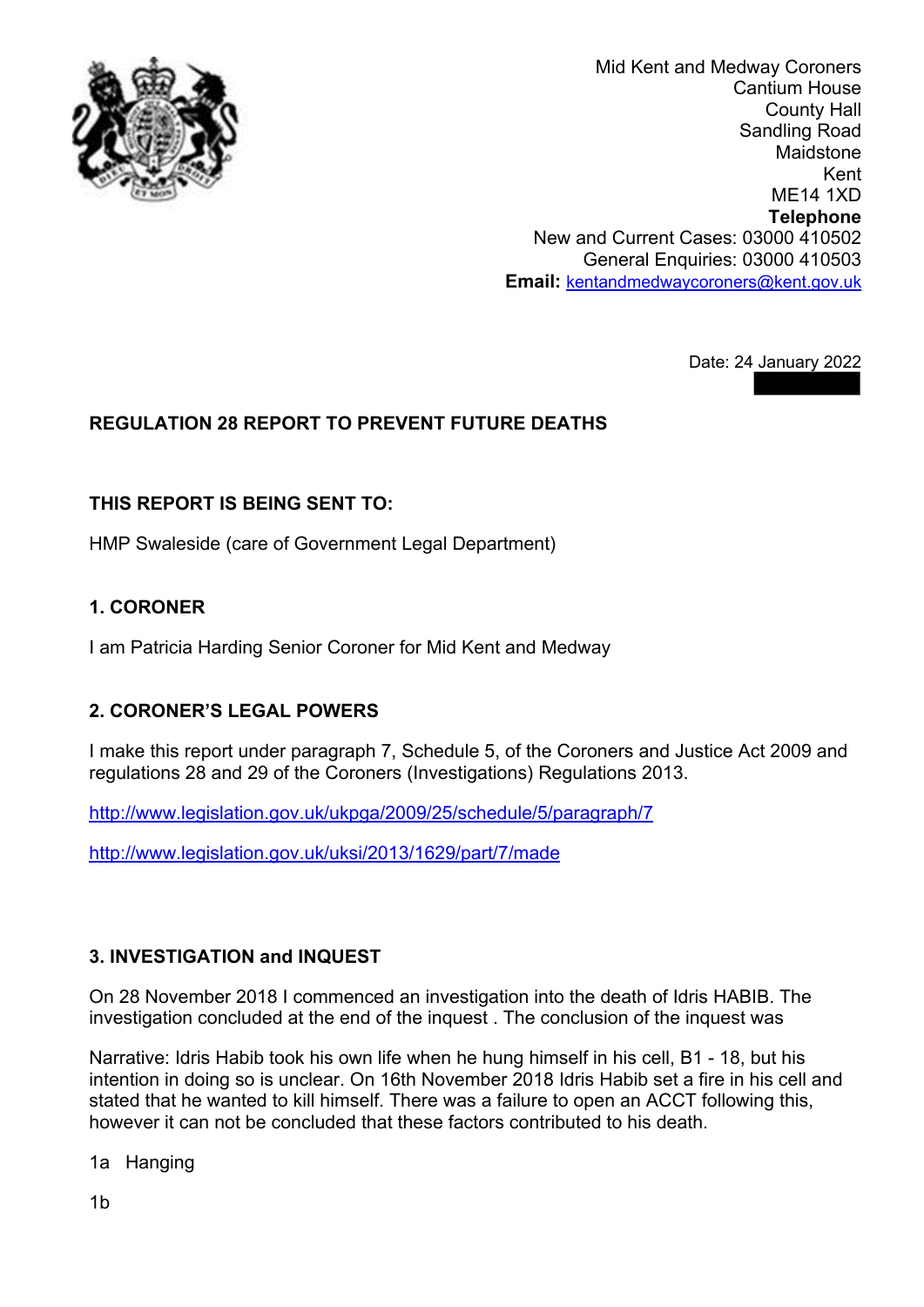Mid Kent and Medway Coroners
Cantium House
County Hall
Sandling Road
Maidstone
Kent
ME14 1XD
**Telephone**
New and Current Cases: 03000 410502
General Enquiries: 03000 410503
**Email:** kentandmedwaycoroners@kent.gov.uk

Date: 24 January 2022

## REGULATION 28 REPORT TO PREVENT FUTURE DEATHS

### THIS REPORT IS BEING SENT TO:

HMP Swaleside (care of Government Legal Department)

### 1. CORONER

I am Patricia Harding Senior Coroner for Mid Kent and Medway

### 2. CORONER'S LEGAL POWERS

I make this report under paragraph 7, Schedule 5, of the Coroners and Justice Act 2009 and regulations 28 and 29 of the Coroners (Investigations) Regulations 2013.

http://www.legislation.gov.uk/ukpga/2009/25/schedule/5/paragraph/7

http://www.legislation.gov.uk/uksi/2013/1629/part/7/made

### 3. INVESTIGATION and INQUEST

On 28 November 2018 I commenced an investigation into the death of Idris HABIB. The investigation concluded at the end of the inquest . The conclusion of the inquest was

Narrative: Idris Habib took his own life when he hung himself in his cell, B1 - 18, but his intention in doing so is unclear. On 16th November 2018 Idris Habib set a fire in his cell and stated that he wanted to kill himself. There was a failure to open an ACCT following this, however it can not be concluded that these factors contributed to his death.

1a Hanging

1b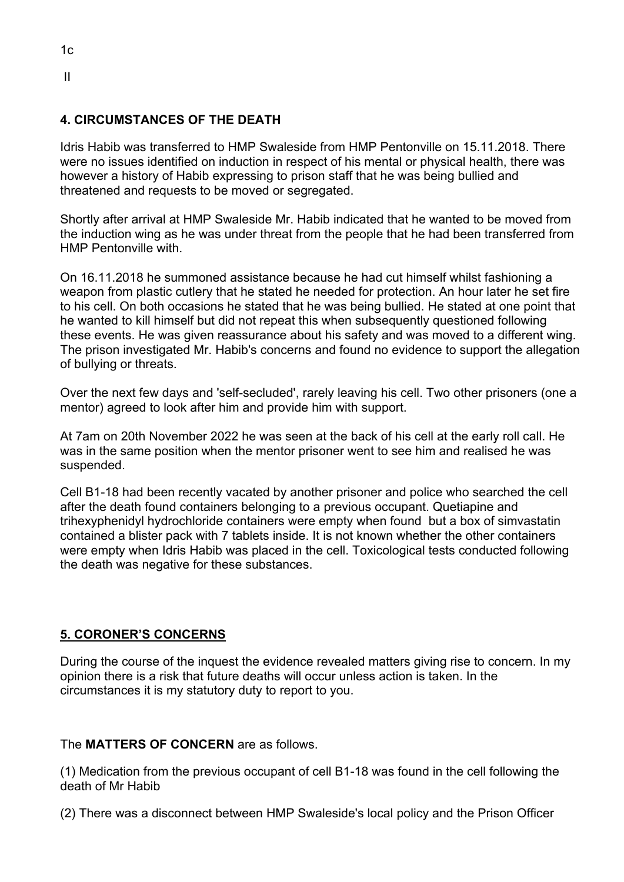1c

II

## 4. CIRCUMSTANCES OF THE DEATH

Idris Habib was transferred to HMP Swaleside from HMP Pentonville on 15.11.2018. There were no issues identified on induction in respect of his mental or physical health, there was however a history of Habib expressing to prison staff that he was being bullied and threatened and requests to be moved or segregated.

Shortly after arrival at HMP Swaleside Mr. Habib indicated that he wanted to be moved from the induction wing as he was under threat from the people that he had been transferred from HMP Pentonville with.

On 16.11.2018 he summoned assistance because he had cut himself whilst fashioning a weapon from plastic cutlery that he stated he needed for protection. An hour later he set fire to his cell. On both occasions he stated that he was being bullied. He stated at one point that he wanted to kill himself but did not repeat this when subsequently questioned following these events. He was given reassurance about his safety and was moved to a different wing. The prison investigated Mr. Habib's concerns and found no evidence to support the allegation of bullying or threats.

Over the next few days and 'self-secluded', rarely leaving his cell. Two other prisoners (one a mentor) agreed to look after him and provide him with support.

At 7am on 20th November 2022 he was seen at the back of his cell at the early roll call. He was in the same position when the mentor prisoner went to see him and realised he was suspended.

Cell B1-18 had been recently vacated by another prisoner and police who searched the cell after the death found containers belonging to a previous occupant. Quetiapine and trihexyphenidyl hydrochloride containers were empty when found but a box of simvastatin contained a blister pack with 7 tablets inside. It is not known whether the other containers were empty when Idris Habib was placed in the cell. Toxicological tests conducted following the death was negative for these substances.

## 5. CORONER'S CONCERNS

During the course of the inquest the evidence revealed matters giving rise to concern. In my opinion there is a risk that future deaths will occur unless action is taken. In the circumstances it is my statutory duty to report to you.

The **MATTERS OF CONCERN** are as follows.

(1) Medication from the previous occupant of cell B1-18 was found in the cell following the death of Mr Habib

(2) There was a disconnect between HMP Swaleside's local policy and the Prison Officer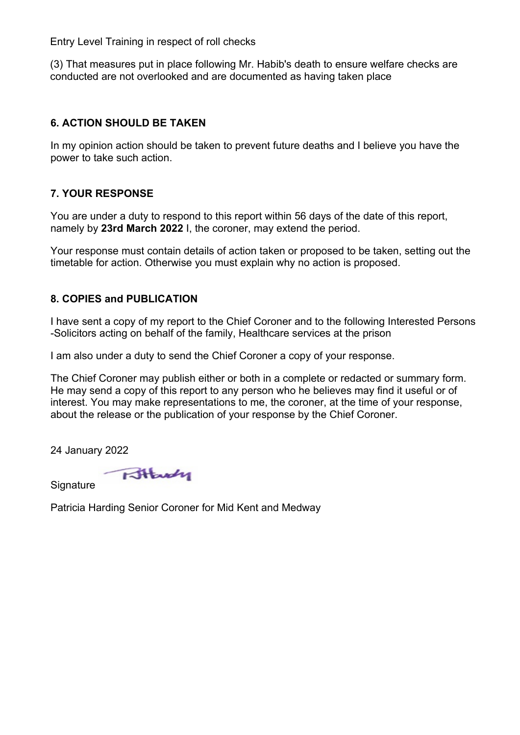Entry Level Training in respect of roll checks

(3) That measures put in place following Mr. Habib's death to ensure welfare checks are conducted are not overlooked and are documented as having taken place

## 6. ACTION SHOULD BE TAKEN

In my opinion action should be taken to prevent future deaths and I believe you have the power to take such action.

## 7. YOUR RESPONSE

You are under a duty to respond to this report within 56 days of the date of this report, namely by **23rd March 2022** I, the coroner, may extend the period.

Your response must contain details of action taken or proposed to be taken, setting out the timetable for action. Otherwise you must explain why no action is proposed.

## 8. COPIES and PUBLICATION

I have sent a copy of my report to the Chief Coroner and to the following Interested Persons -Solicitors acting on behalf of the family, Healthcare services at the prison

I am also under a duty to send the Chief Coroner a copy of your response.

The Chief Coroner may publish either or both in a complete or redacted or summary form. He may send a copy of this report to any person who he believes may find it useful or of interest. You may make representations to me, the coroner, at the time of your response, about the release or the publication of your response by the Chief Coroner.

24 January 2022

Signature

Patricia Harding Senior Coroner for Mid Kent and Medway